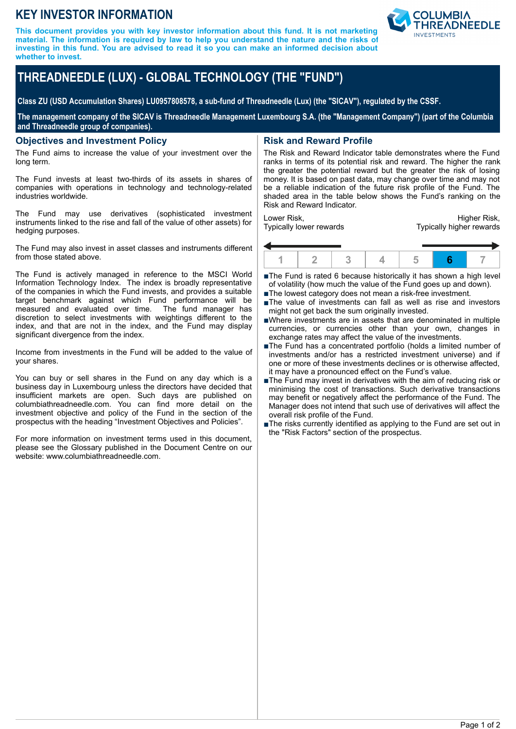# KEY INVESTOR INFORMATION

**This document provides you with key investor information about this fund. It is not marketing material. The information is required by law to help you understand the nature and the risks of investing in this fund. You are advised to read it so you can make an informed decision about whether to invest.**

# THREADNEEDLE (LUX) - GLOBAL TECHNOLOGY (THE "FUND")

**Class ZU (USD Accumulation Shares) LU0957808578, a sub-fund of Threadneedle (Lux) (the "SICAV"), regulated by the CSSF.**

**The management company of the SICAV is Threadneedle Management Luxembourg S.A. (the "Management Company") (part of the Columbia and Threadneedle group of companies).**

## Objectives and Investment Policy

The Fund aims to increase the value of your investment over the long term.

The Fund invests at least two-thirds of its assets in shares of companies with operations in technology and technology-related industries worldwide.

The Fund may use derivatives (sophisticated investment instruments linked to the rise and fall of the value of other assets) for hedging purposes.

The Fund may also invest in asset classes and instruments different from those stated above.

The Fund is actively managed in reference to the MSCI World Information Technology Index. The index is broadly representative of the companies in which the Fund invests, and provides a suitable target benchmark against which Fund performance will be measured and evaluated over time. The fund manager has discretion to select investments with weightings different to the index, and that are not in the index, and the Fund may display significant divergence from the index.

Income from investments in the Fund will be added to the value of your shares.

You can buy or sell shares in the Fund on any day which is a business day in Luxembourg unless the directors have decided that insufficient markets are open. Such days are published on columbiathreadneedle.com. You can find more detail on the investment objective and policy of the Fund in the section of the prospectus with the heading "Investment Objectives and Policies".

For more information on investment terms used in this document, please see the Glossary published in the Document Centre on our website: www.columbiathreadneedle.com.

## Risk and Reward Profile

The Risk and Reward Indicator table demonstrates where the Fund ranks in terms of its potential risk and reward. The higher the rank the greater the potential reward but the greater the risk of losing money. It is based on past data, may change over time and may not be a reliable indication of the future risk profile of the Fund. The shaded area in the table below shows the Fund's ranking on the Risk and Reward Indicator.

Lower Risk, Typically lower rewards — Higher Risk, Typically higher rewards

| 1 | 2 | 3 | 4 | 5 | **6** | 7 |
|---|---|---|---|---|---|---|

- The Fund is rated 6 because historically it has shown a high level of volatility (how much the value of the Fund goes up and down).
- The lowest category does not mean a risk-free investment.
- The value of investments can fall as well as rise and investors might not get back the sum originally invested.
- Where investments are in assets that are denominated in multiple currencies, or currencies other than your own, changes in exchange rates may affect the value of the investments.
- The Fund has a concentrated portfolio (holds a limited number of investments and/or has a restricted investment universe) and if one or more of these investments declines or is otherwise affected, it may have a pronounced effect on the Fund's value.
- The Fund may invest in derivatives with the aim of reducing risk or minimising the cost of transactions. Such derivative transactions may benefit or negatively affect the performance of the Fund. The Manager does not intend that such use of derivatives will affect the overall risk profile of the Fund.
- The risks currently identified as applying to the Fund are set out in the "Risk Factors" section of the prospectus.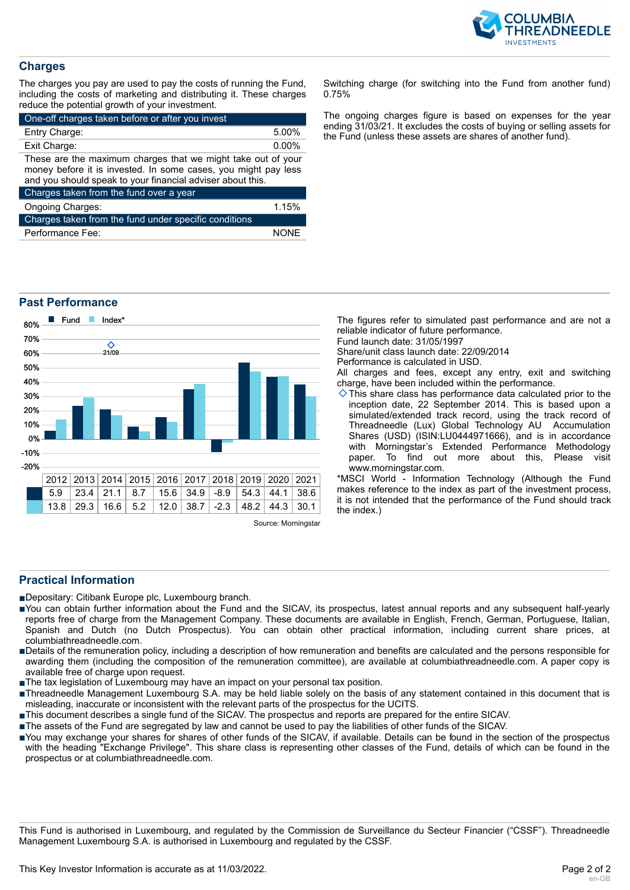## Charges

The charges you pay are used to pay the costs of running the Fund, including the costs of marketing and distributing it. These charges reduce the potential growth of your investment.

| One-off charges taken before or after you invest | |
|---|---|
| Entry Charge: | 5.00% |
| Exit Charge: | 0.00% |
| These are the maximum charges that we might take out of your money before it is invested. In some cases, you might pay less and you should speak to your financial adviser about this. | |
| **Charges taken from the fund over a year** | |
| Ongoing Charges: | 1.15% |
| **Charges taken from the fund under specific conditions** | |
| Performance Fee: | NONE |

Switching charge (for switching into the Fund from another fund) 0.75%

The ongoing charges figure is based on expenses for the year ending 31/03/21. It excludes the costs of buying or selling assets for the Fund (unless these assets are shares of another fund).

## Past Performance

Fund
Index*

80%
70%
60%
50%
40%
30%
20%
10%
0%
-10%
-20%

◇ 21/09

| | 2012 | 2013 | 2014 | 2015 | 2016 | 2017 | 2018 | 2019 | 2020 | 2021 |
|---|---|---|---|---|---|---|---|---|---|---|
| Fund | 5.9 | 23.4 | 21.1 | 8.7 | 15.6 | 34.9 | -8.9 | 54.3 | 44.1 | 38.6 |
| Index* | 13.8 | 29.3 | 16.6 | 5.2 | 12.0 | 38.7 | -2.3 | 48.2 | 44.3 | 30.1 |

Source: Morningstar

The figures refer to simulated past performance and are not a reliable indicator of future performance.

Fund launch date: 31/05/1997

Share/unit class launch date: 22/09/2014

Performance is calculated in USD.

All charges and fees, except any entry, exit and switching charge, have been included within the performance.

◇ This share class has performance data calculated prior to the inception date, 22 September 2014. This is based upon a simulated/extended track record, using the track record of Threadneedle (Lux) Global Technology AU Accumulation Shares (USD) (ISIN:LU0444971666), and is in accordance with Morningstar's Extended Performance Methodology paper. To find out more about this, Please visit www.morningstar.com.

*MSCI World - Information Technology (Although the Fund makes reference to the index as part of the investment process, it is not intended that the performance of the Fund should track the index.)

## Practical Information

- Depositary: Citibank Europe plc, Luxembourg branch.
- You can obtain further information about the Fund and the SICAV, its prospectus, latest annual reports and any subsequent half-yearly reports free of charge from the Management Company. These documents are available in English, French, German, Portuguese, Italian, Spanish and Dutch (no Dutch Prospectus). You can obtain other practical information, including current share prices, at columbiathreadneedle.com.
- Details of the remuneration policy, including a description of how remuneration and benefits are calculated and the persons responsible for awarding them (including the composition of the remuneration committee), are available at columbiathreadneedle.com. A paper copy is available free of charge upon request.
- The tax legislation of Luxembourg may have an impact on your personal tax position.
- Threadneedle Management Luxembourg S.A. may be held liable solely on the basis of any statement contained in this document that is misleading, inaccurate or inconsistent with the relevant parts of the prospectus for the UCITS.
- This document describes a single fund of the SICAV. The prospectus and reports are prepared for the entire SICAV.
- The assets of the Fund are segregated by law and cannot be used to pay the liabilities of other funds of the SICAV.
- You may exchange your shares for shares of other funds of the SICAV, if available. Details can be found in the section of the prospectus with the heading "Exchange Privilege". This share class is representing other classes of the Fund, details of which can be found in the prospectus or at columbiathreadneedle.com.

This Fund is authorised in Luxembourg, and regulated by the Commission de Surveillance du Secteur Financier ("CSSF"). Threadneedle Management Luxembourg S.A. is authorised in Luxembourg and regulated by the CSSF.

This Key Investor Information is accurate as at 11/03/2022.